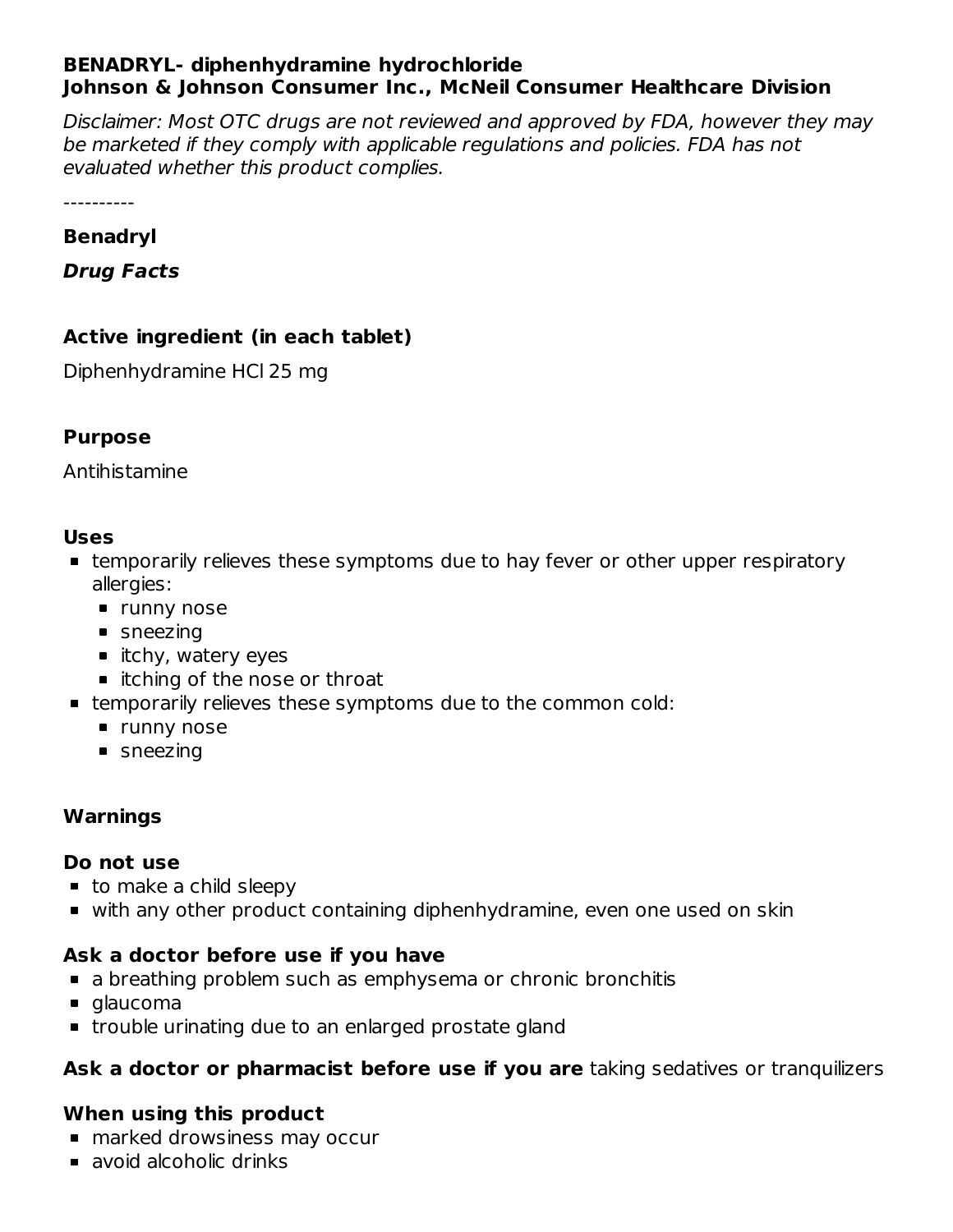**BENADRYL- diphenhydramine hydrochloride**
**Johnson & Johnson Consumer Inc., McNeil Consumer Healthcare Division**

*Disclaimer: Most OTC drugs are not reviewed and approved by FDA, however they may be marketed if they comply with applicable regulations and policies. FDA has not evaluated whether this product complies.*

----------

### Benadryl

***Drug Facts***

### Active ingredient (in each tablet)

Diphenhydramine HCl 25 mg

### Purpose

Antihistamine

### Uses

- temporarily relieves these symptoms due to hay fever or other upper respiratory allergies:
  - runny nose
  - sneezing
  - itchy, watery eyes
  - itching of the nose or throat
- temporarily relieves these symptoms due to the common cold:
  - runny nose
  - sneezing

### Warnings

#### Do not use

- to make a child sleepy
- with any other product containing diphenhydramine, even one used on skin

#### Ask a doctor before use if you have

- a breathing problem such as emphysema or chronic bronchitis
- glaucoma
- trouble urinating due to an enlarged prostate gland

**Ask a doctor or pharmacist before use if you are** taking sedatives or tranquilizers

#### When using this product

- marked drowsiness may occur
- avoid alcoholic drinks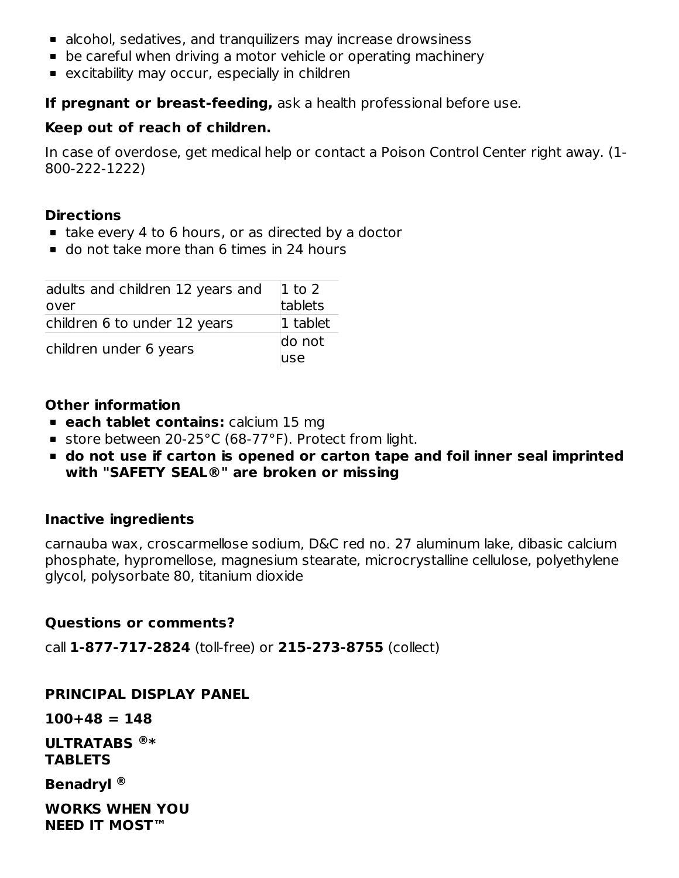- alcohol, sedatives, and tranquilizers may increase drowsiness
- be careful when driving a motor vehicle or operating machinery
- excitability may occur, especially in children

**If pregnant or breast-feeding,** ask a health professional before use.

**Keep out of reach of children.**

In case of overdose, get medical help or contact a Poison Control Center right away. (1-800-222-1222)

**Directions**

- take every 4 to 6 hours, or as directed by a doctor
- do not take more than 6 times in 24 hours

| | |
|---|---|
| adults and children 12 years and over | 1 to 2 tablets |
| children 6 to under 12 years | 1 tablet |
| children under 6 years | do not use |

**Other information**

- **each tablet contains:** calcium 15 mg
- store between 20-25°C (68-77°F). Protect from light.
- **do not use if carton is opened or carton tape and foil inner seal imprinted with "SAFETY SEAL®" are broken or missing**

**Inactive ingredients**

carnauba wax, croscarmellose sodium, D&C red no. 27 aluminum lake, dibasic calcium phosphate, hypromellose, magnesium stearate, microcrystalline cellulose, polyethylene glycol, polysorbate 80, titanium dioxide

**Questions or comments?**

call **1-877-717-2824** (toll-free) or **215-273-8755** (collect)

**PRINCIPAL DISPLAY PANEL**

**100+48 = 148**

**ULTRATABS ®* TABLETS**

**Benadryl ®**

**WORKS WHEN YOU NEED IT MOST™**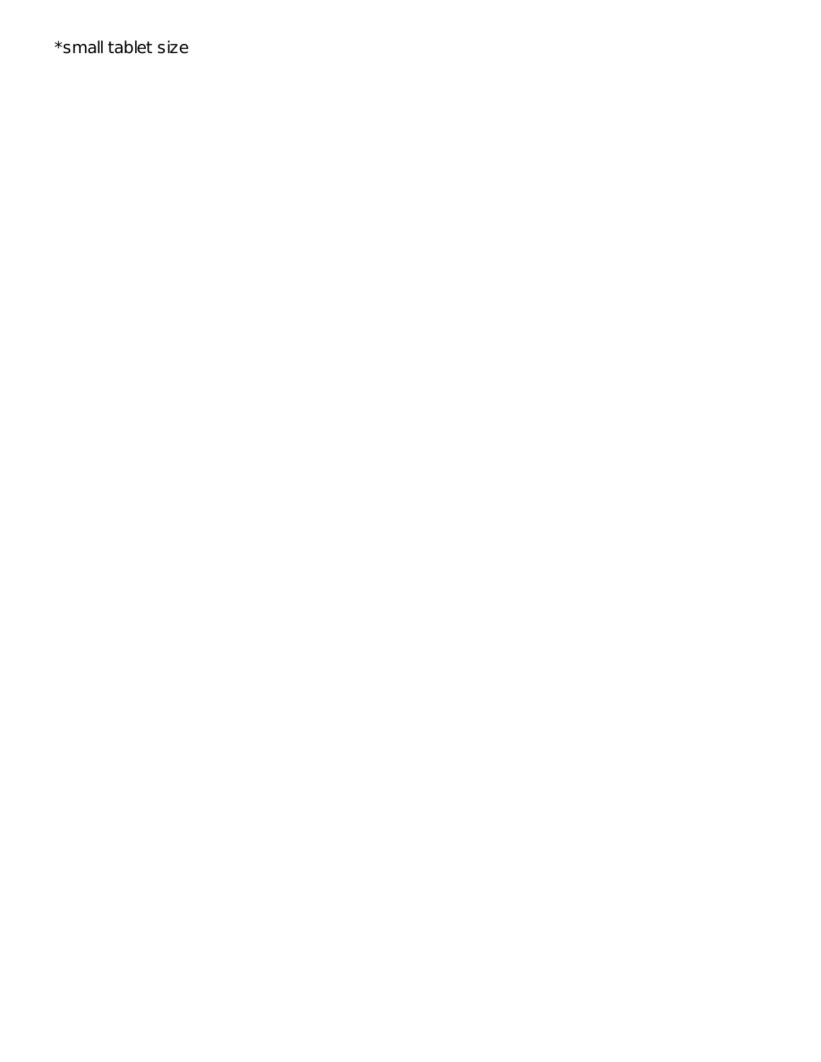*small tablet size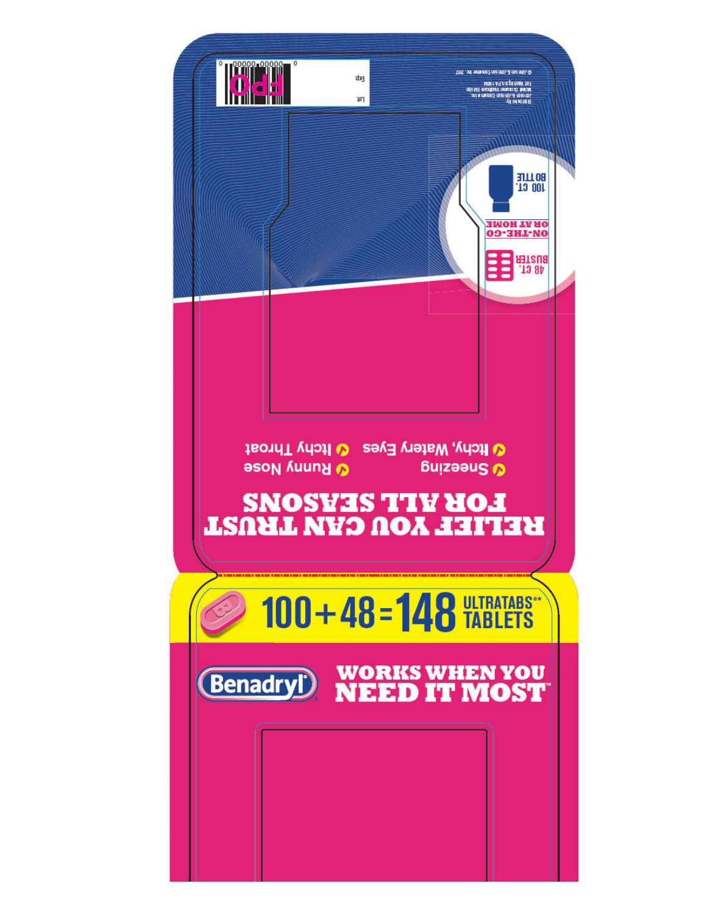Distributed By:
Johnson & Johnson Consumer Inc.
McNeil Consumer Healthcare Division
Fort Washington, PA 19034

© Johnson & Johnson Consumer Inc. 2017

Lot
Exp.

FPO

100 CT. BOTTLE

ON-THE-GO OR AT HOME

48 CT. BLISTER

# RELIEF YOU CAN TRUST FOR ALL SEASONS

- Itchy, Watery Eyes
- Itchy Throat
- Sneezing
- Runny Nose

100 + 48 = 148 ULTRATABS®* TABLETS

Benadryl®

WORKS WHEN YOU NEED IT MOST™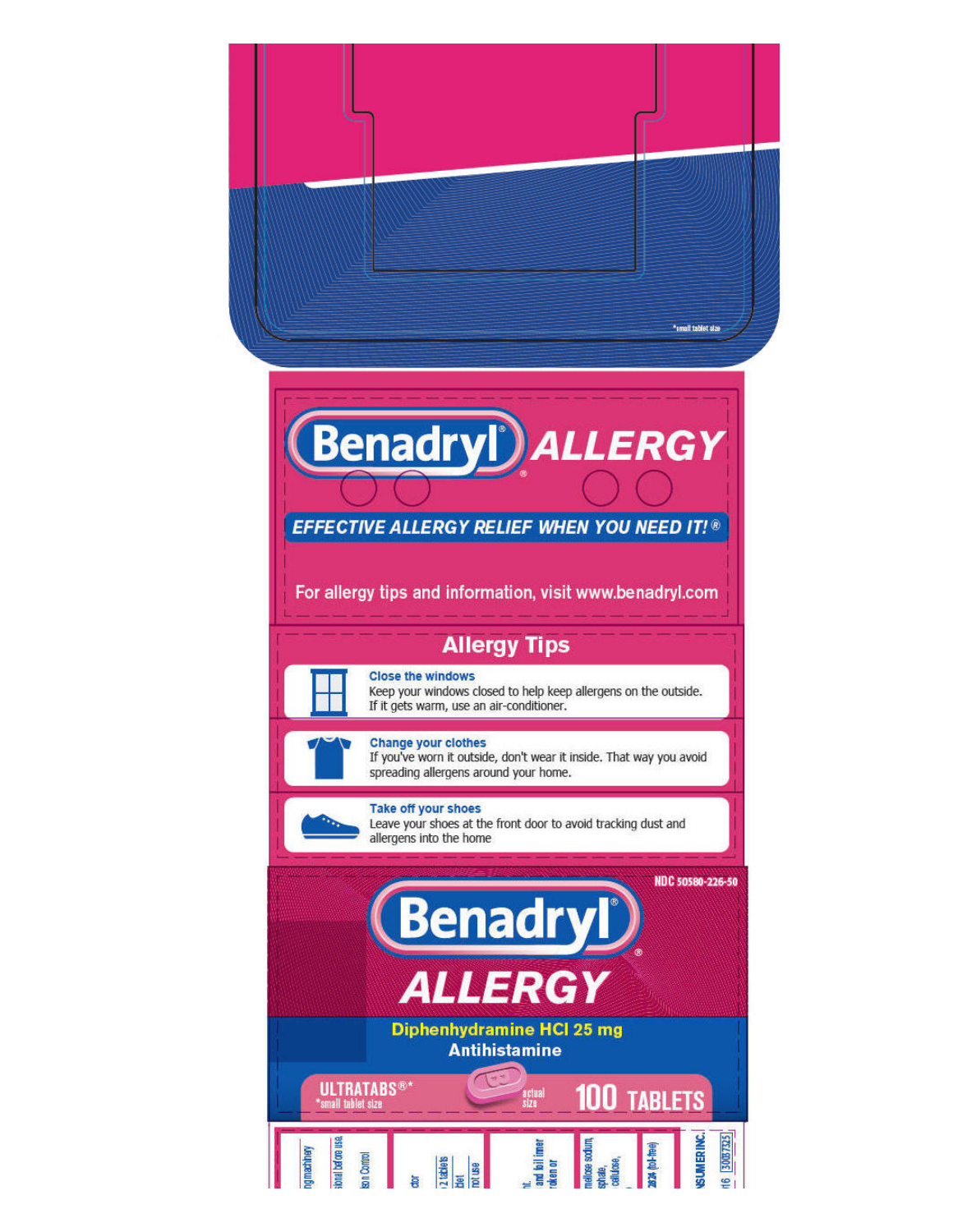*small tablet size

# Benadryl® ALLERGY

**EFFECTIVE ALLERGY RELIEF WHEN YOU NEED IT!®**

For allergy tips and information, visit www.benadryl.com

## Allergy Tips

**Close the windows**
Keep your windows closed to help keep allergens on the outside. If it gets warm, use an air-conditioner.

**Change your clothes**
If you've worn it outside, don't wear it inside. That way you avoid spreading allergens around your home.

**Take off your shoes**
Leave your shoes at the front door to avoid tracking dust and allergens into the home

NDC 50580-226-50

# Benadryl® ALLERGY

**Diphenhydramine HCl 25 mg**
**Antihistamine**

ULTRATABS®*
*small tablet size

actual size

**100 TABLETS**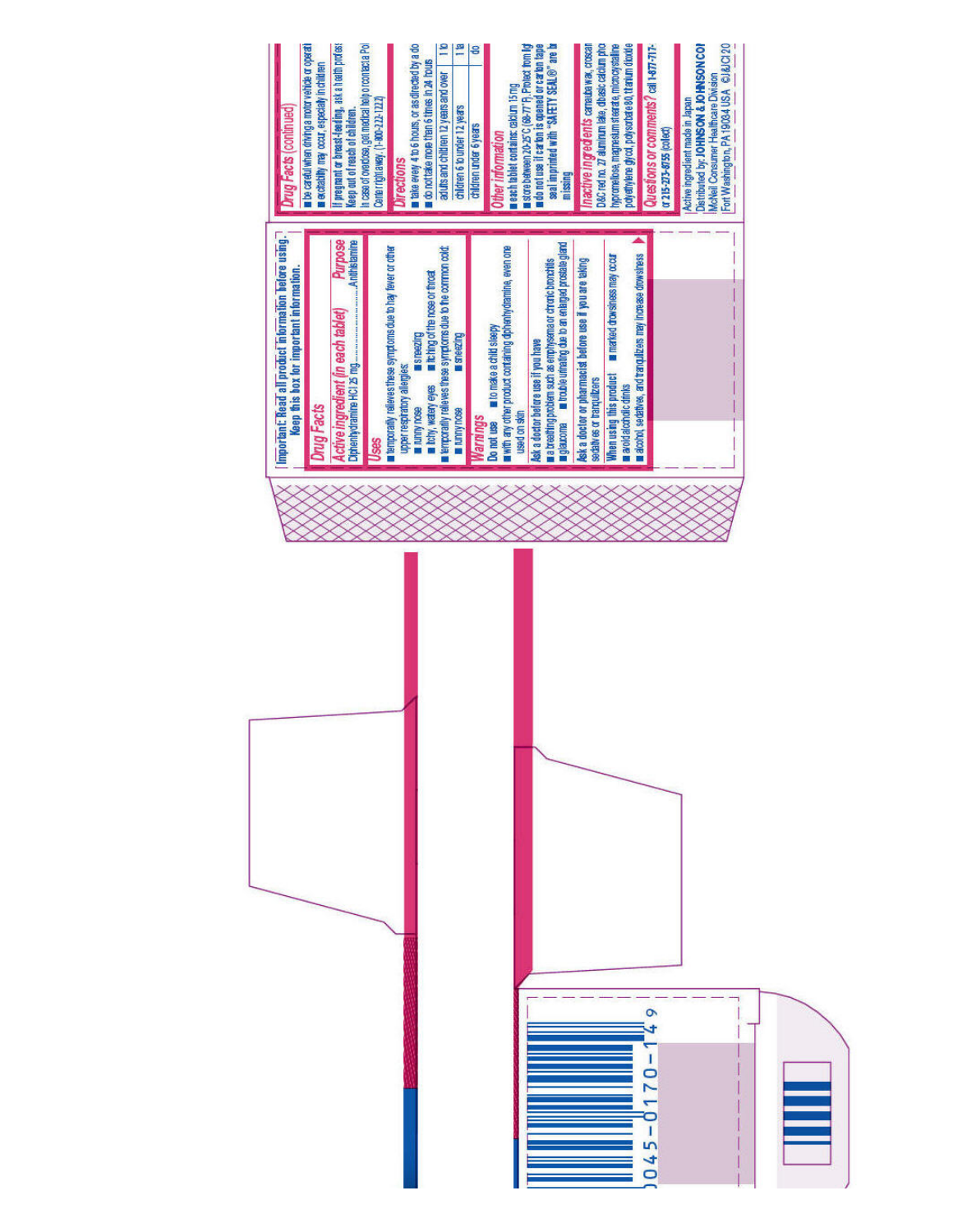Important: Read all product information before using. Keep this box for important information.

## Drug Facts

| **Active ingredient (in each tablet)** | **Purpose** |
| --- | --- |
| Diphenhydramine HCl 25 mg | Antihistamine |

### Uses

- temporarily relieves these symptoms due to hay fever or other upper respiratory allergies:
  - runny nose
  - sneezing
  - itchy, watery eyes
  - itching of the nose or throat
- temporarily relieves these symptoms due to the common cold:
  - runny nose
  - sneezing

### Warnings

**Do not use**
- to make a child sleepy
- with any other product containing diphenhydramine, even one used on skin

**Ask a doctor before use if you have**
- a breathing problem such as emphysema or chronic bronchitis
- glaucoma
- trouble urinating due to an enlarged prostate gland

**Ask a doctor or pharmacist before use if you are** taking sedatives or tranquilizers

**When using this product**
- marked drowsiness may occur
- avoid alcoholic drinks
- alcohol, sedatives, and tranquilizers may increase drowsiness

## Drug Facts (continued)

- be careful when driving a motor vehicle or operati
- excitability may occur, especially in children

**If pregnant or breast-feeding,** ask a health profess

**Keep out of reach of children.**

In case of overdose, get medical help or contact a Poi Center right away. (1-800-222-1222)

### Directions

- take every 4 to 6 hours, or as directed by a do
- do not take more than 6 times in 24 hours

| | |
| --- | --- |
| adults and children 12 years and over | 1 to |
| children 6 to under 12 years | 1 ta |
| children under 6 years | do |

### Other information

- each tablet contains: calcium 15 mg
- store between 20-25°C (68-77°F). Protect from lig
- do not use if carton is opened or carton tape seal imprinted with "SAFETY SEAL®" are br missing

### Inactive ingredients

carnauba wax, croscar D&C red no. 27 aluminum lake, dibasic calcium pho hypromellose, magnesium stearate, microcrystalline polyethylene glycol, polysorbate 80, titanium dioxide

### Questions or comments?

call 1-877-717- or 215-273-8755 (collect)

Active ingredient made in Japan
Distributed by: **JOHNSON & JOHNSON CO**
McNeil Consumer Healthcare Division
Fort Washington, PA 19034 USA ©J&JCI 20

0045-0170-149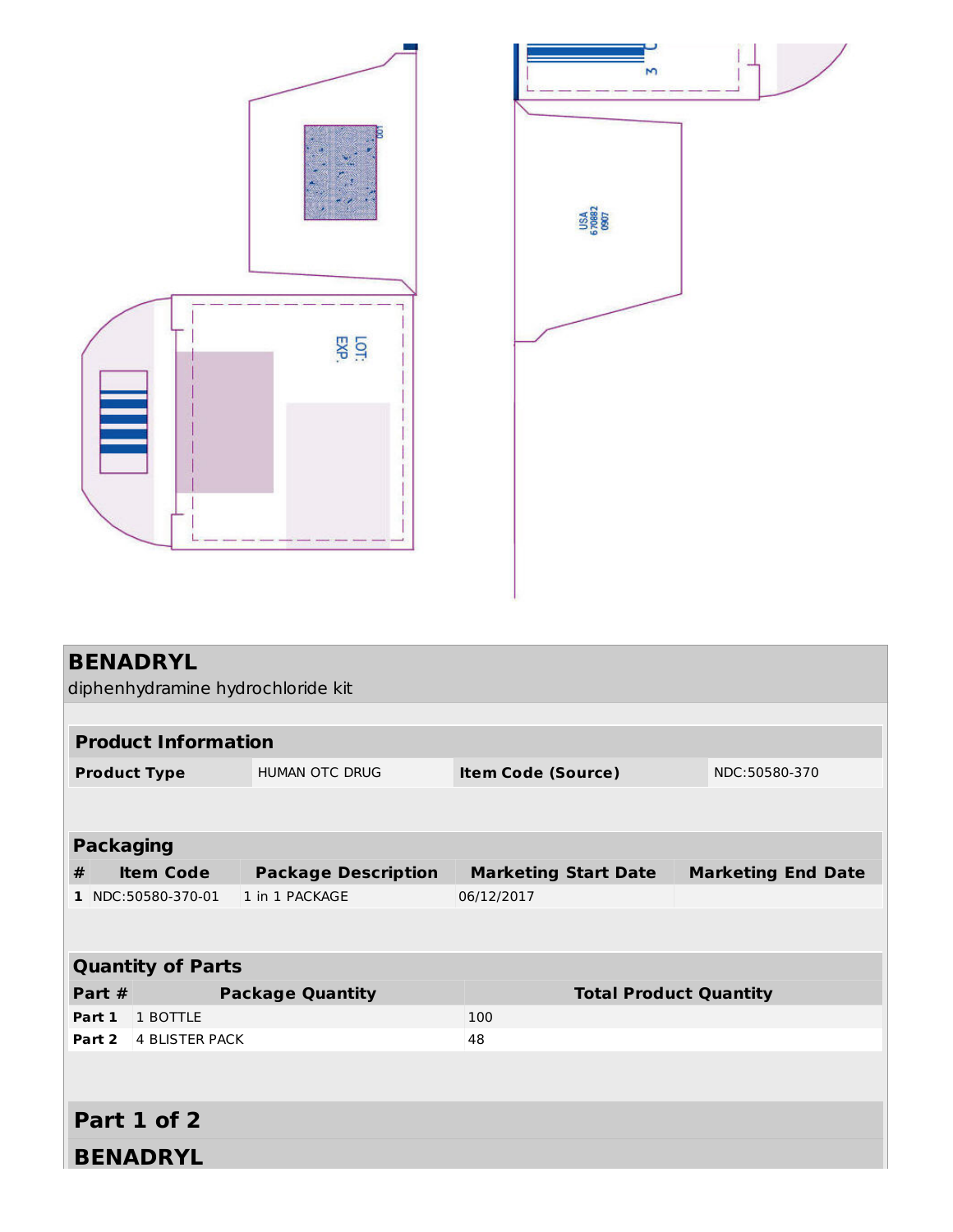LOT:
EXP.

USA
670882
0907

## BENADRYL

diphenhydramine hydrochloride kit

### Product Information

| Product Type | HUMAN OTC DRUG | Item Code (Source) | NDC:50580-370 |
|---|---|---|---|

### Packaging

| # | Item Code | Package Description | Marketing Start Date | Marketing End Date |
|---|---|---|---|---|
| 1 | NDC:50580-370-01 | 1 in 1 PACKAGE | 06/12/2017 | |

### Quantity of Parts

| Part # | Package Quantity | Total Product Quantity |
|---|---|---|
| Part 1 | 1 BOTTLE | 100 |
| Part 2 | 4 BLISTER PACK | 48 |

## Part 1 of 2

## BENADRYL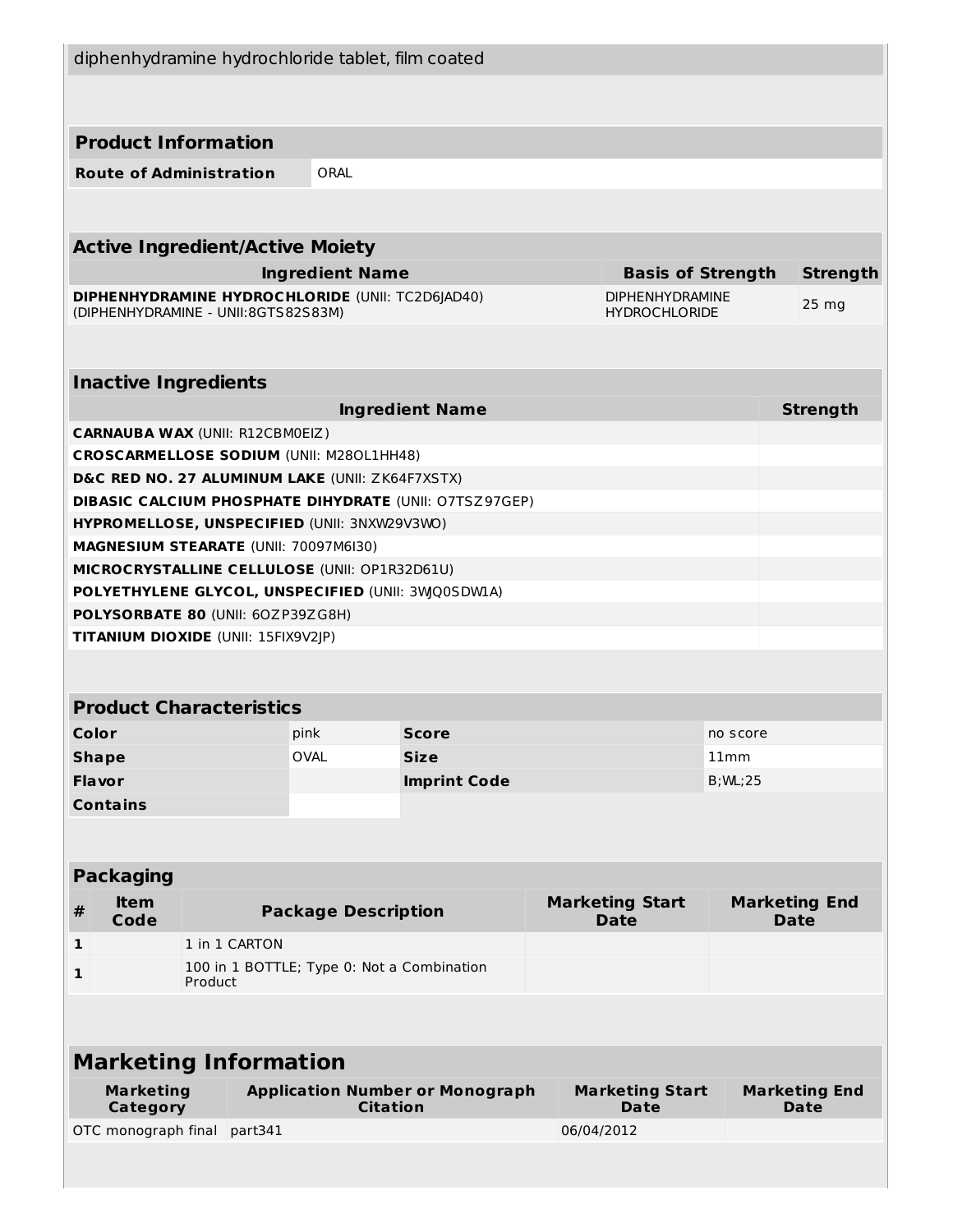diphenhydramine hydrochloride tablet, film coated

## Product Information

| Route of Administration | ORAL |
| --- | --- |

## Active Ingredient/Active Moiety

| Ingredient Name | Basis of Strength | Strength |
| --- | --- | --- |
| **DIPHENHYDRAMINE HYDROCHLORIDE** (UNII: TC2D6JAD40) (DIPHENHYDRAMINE - UNII:8GTS82S83M) | DIPHENHYDRAMINE HYDROCHLORIDE | 25 mg |

## Inactive Ingredients

| Ingredient Name | Strength |
| --- | --- |
| **CARNAUBA WAX** (UNII: R12CBM0EIZ) | |
| **CROSCARMELLOSE SODIUM** (UNII: M28OL1HH48) | |
| **D&C RED NO. 27 ALUMINUM LAKE** (UNII: ZK64F7XSTX) | |
| **DIBASIC CALCIUM PHOSPHATE DIHYDRATE** (UNII: O7TSZ97GEP) | |
| **HYPROMELLOSE, UNSPECIFIED** (UNII: 3NXW29V3WO) | |
| **MAGNESIUM STEARATE** (UNII: 70097M6I30) | |
| **MICROCRYSTALLINE CELLULOSE** (UNII: OP1R32D61U) | |
| **POLYETHYLENE GLYCOL, UNSPECIFIED** (UNII: 3WJQ0SDW1A) | |
| **POLYSORBATE 80** (UNII: 6OZP39ZG8H) | |
| **TITANIUM DIOXIDE** (UNII: 15FIX9V2JP) | |

## Product Characteristics

| Color | pink | Score | no score |
| --- | --- | --- | --- |
| Shape | OVAL | Size | 11mm |
| Flavor | | Imprint Code | B;WL;25 |
| Contains | | | |

## Packaging

| # | Item Code | Package Description | Marketing Start Date | Marketing End Date |
| --- | --- | --- | --- | --- |
| 1 | | 1 in 1 CARTON | | |
| 1 | | 100 in 1 BOTTLE; Type 0: Not a Combination Product | | |

## Marketing Information

| Marketing Category | Application Number or Monograph Citation | Marketing Start Date | Marketing End Date |
| --- | --- | --- | --- |
| OTC monograph final | part341 | 06/04/2012 | |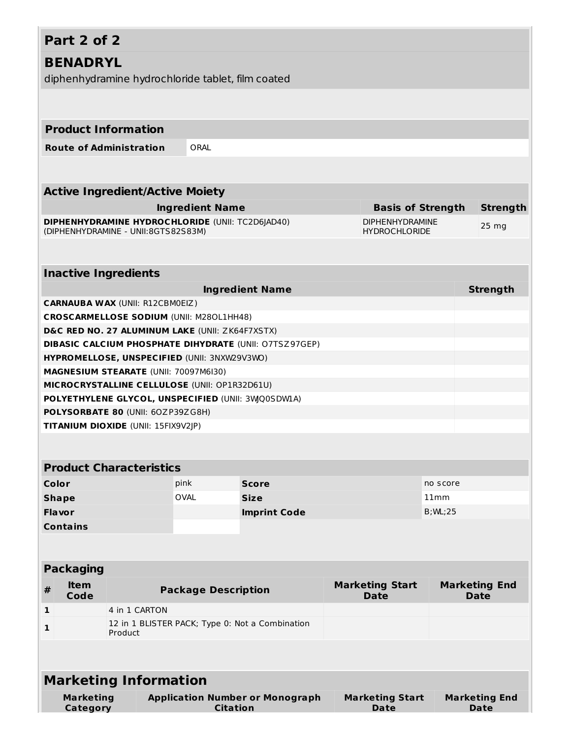## Part 2 of 2

## BENADRYL

diphenhydramine hydrochloride tablet, film coated

| **Product Information** | |
|---|---|
| **Route of Administration** | ORAL |

| **Active Ingredient/Active Moiety** | | |
|---|---|---|
| **Ingredient Name** | **Basis of Strength** | **Strength** |
| **DIPHENHYDRAMINE HYDROCHLORIDE** (UNII: TC2D6JAD40) (DIPHENHYDRAMINE - UNII:8GTS82S83M) | DIPHENHYDRAMINE HYDROCHLORIDE | 25 mg |

| **Inactive Ingredients** | |
|---|---|
| **Ingredient Name** | **Strength** |
| **CARNAUBA WAX** (UNII: R12CBM0EIZ) | |
| **CROSCARMELLOSE SODIUM** (UNII: M28OL1HH48) | |
| **D&C RED NO. 27 ALUMINUM LAKE** (UNII: ZK64F7XSTX) | |
| **DIBASIC CALCIUM PHOSPHATE DIHYDRATE** (UNII: O7TSZ97GEP) | |
| **HYPROMELLOSE, UNSPECIFIED** (UNII: 3NXW29V3WO) | |
| **MAGNESIUM STEARATE** (UNII: 70097M6I30) | |
| **MICROCRYSTALLINE CELLULOSE** (UNII: OP1R32D61U) | |
| **POLYETHYLENE GLYCOL, UNSPECIFIED** (UNII: 3WJQ0SDW1A) | |
| **POLYSORBATE 80** (UNII: 6OZP39ZG8H) | |
| **TITANIUM DIOXIDE** (UNII: 15FIX9V2JP) | |

| **Product Characteristics** | | | |
|---|---|---|---|
| **Color** | pink | **Score** | no score |
| **Shape** | OVAL | **Size** | 11mm |
| **Flavor** | | **Imprint Code** | B;WL;25 |
| **Contains** | | | |

| **Packaging** | | | | |
|---|---|---|---|---|
| **#** | **Item Code** | **Package Description** | **Marketing Start Date** | **Marketing End Date** |
| **1** | | 4 in 1 CARTON | | |
| **1** | | 12 in 1 BLISTER PACK; Type 0: Not a Combination Product | | |

| **Marketing Information** | | | |
|---|---|---|---|
| **Marketing Category** | **Application Number or Monograph Citation** | **Marketing Start Date** | **Marketing End Date** |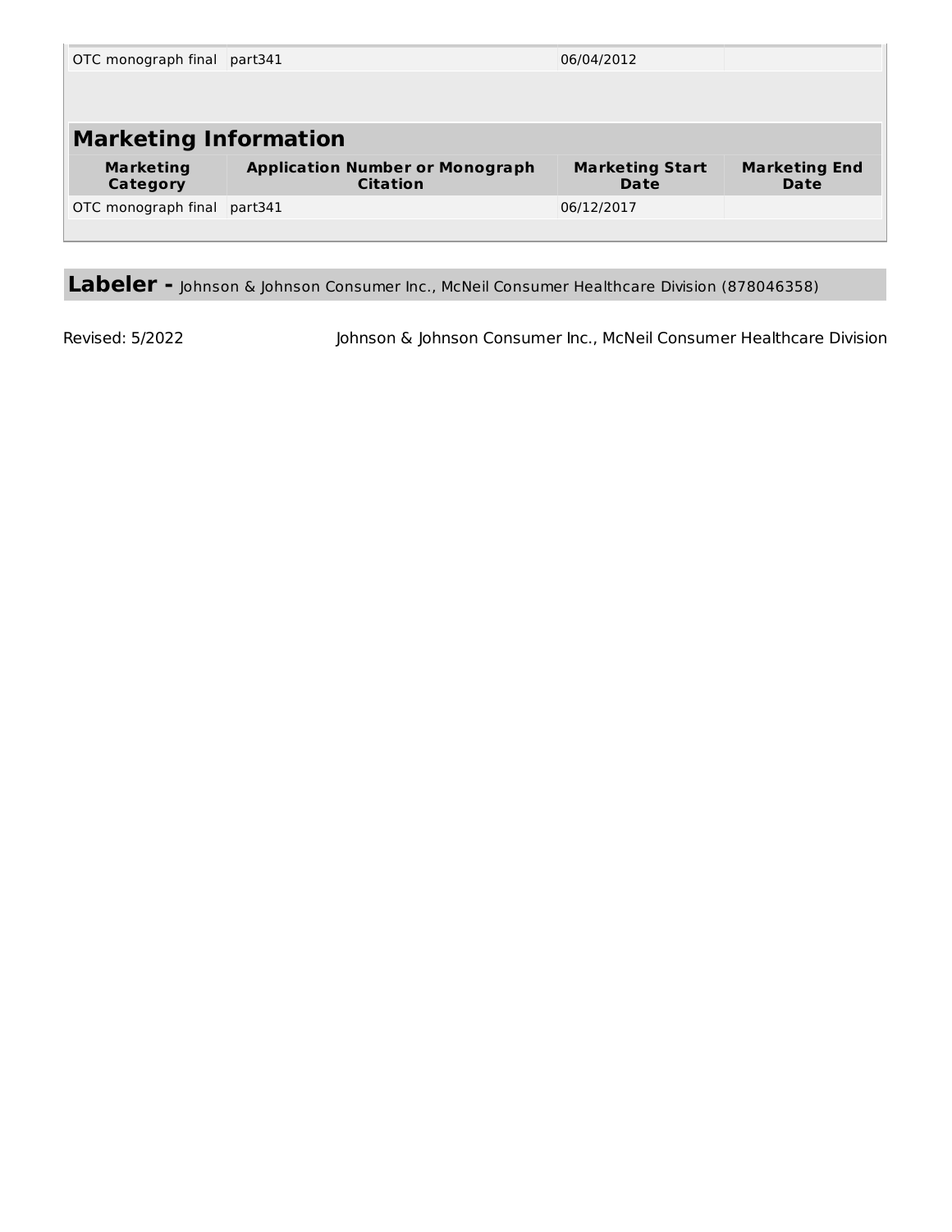| | | | |
|---|---|---|---|
| OTC monograph final | part341 | 06/04/2012 | |

## Marketing Information

| Marketing Category | Application Number or Monograph Citation | Marketing Start Date | Marketing End Date |
|---|---|---|---|
| OTC monograph final | part341 | 06/12/2017 | |

**Labeler -** Johnson & Johnson Consumer Inc., McNeil Consumer Healthcare Division (878046358)

Revised: 5/2022 Johnson & Johnson Consumer Inc., McNeil Consumer Healthcare Division